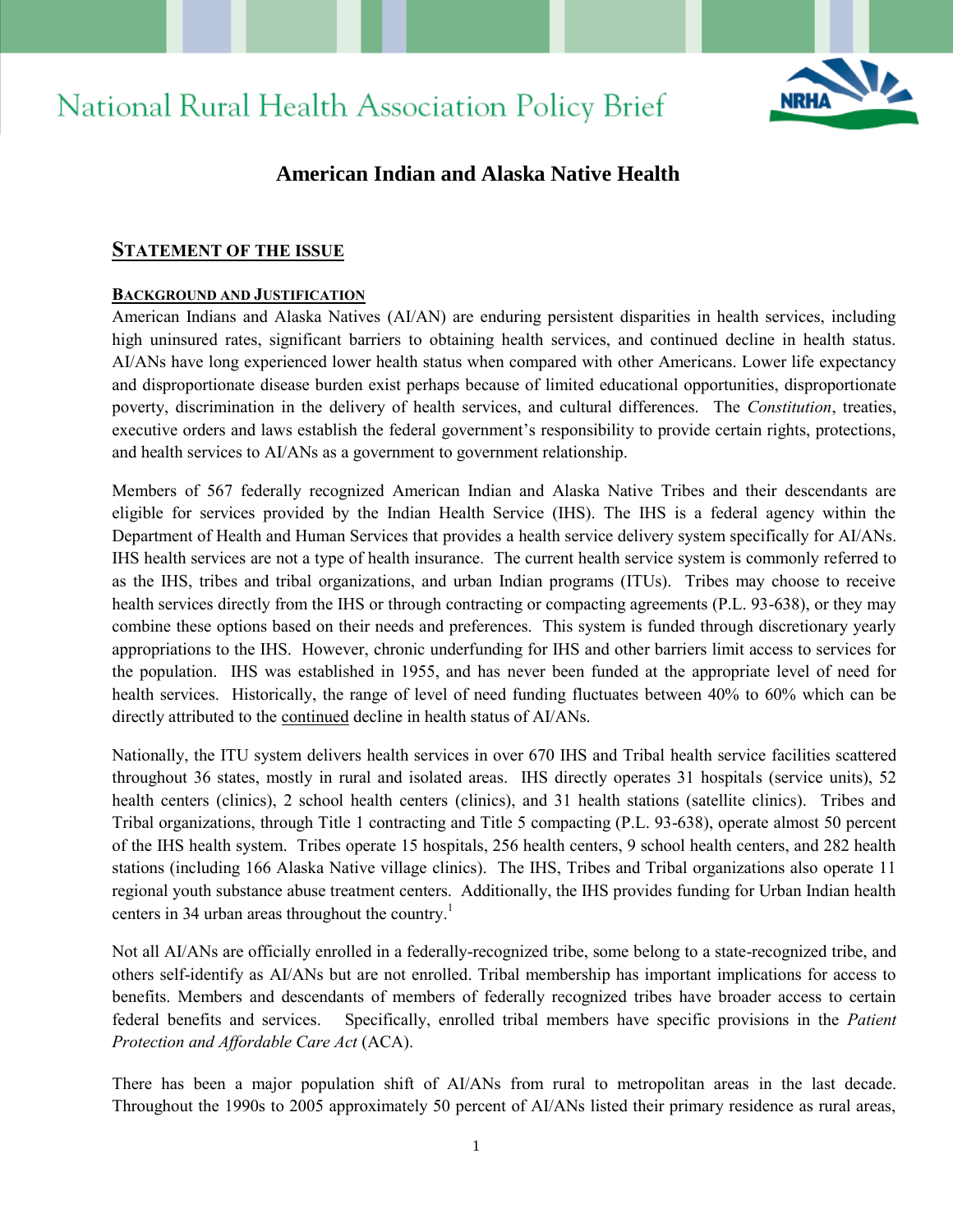# National Rural Health Association Policy Brief

## American Indian and Alaska Native Health

### STATEMENT OF THE ISSUE

#### BACKGROUND AND JUSTIFICATION

American Indians and Alaska Natives (AI/AN) are enduring persistent disparities in health services, including high uninsured rates, significant barriers to obtaining health services, and continued decline in health status. AI/ANs have long experienced lower health status when compared with other Americans. Lower life expectancy and disproportionate disease burden exist perhaps because of limited educational opportunities, disproportionate poverty, discrimination in the delivery of health services, and cultural differences. The *Constitution*, treaties, executive orders and laws establish the federal government's responsibility to provide certain rights, protections, and health services to AI/ANs as a government to government relationship.

Members of 567 federally recognized American Indian and Alaska Native Tribes and their descendants are eligible for services provided by the Indian Health Service (IHS). The IHS is a federal agency within the Department of Health and Human Services that provides a health service delivery system specifically for AI/ANs. IHS health services are not a type of health insurance. The current health service system is commonly referred to as the IHS, tribes and tribal organizations, and urban Indian programs (ITUs). Tribes may choose to receive health services directly from the IHS or through contracting or compacting agreements (P.L. 93-638), or they may combine these options based on their needs and preferences. This system is funded through discretionary yearly appropriations to the IHS. However, chronic underfunding for IHS and other barriers limit access to services for the population. IHS was established in 1955, and has never been funded at the appropriate level of need for health services. Historically, the range of level of need funding fluctuates between 40% to 60% which can be directly attributed to the continued decline in health status of AI/ANs.

Nationally, the ITU system delivers health services in over 670 IHS and Tribal health service facilities scattered throughout 36 states, mostly in rural and isolated areas. IHS directly operates 31 hospitals (service units), 52 health centers (clinics), 2 school health centers (clinics), and 31 health stations (satellite clinics). Tribes and Tribal organizations, through Title 1 contracting and Title 5 compacting (P.L. 93-638), operate almost 50 percent of the IHS health system. Tribes operate 15 hospitals, 256 health centers, 9 school health centers, and 282 health stations (including 166 Alaska Native village clinics). The IHS, Tribes and Tribal organizations also operate 11 regional youth substance abuse treatment centers. Additionally, the IHS provides funding for Urban Indian health centers in 34 urban areas throughout the country.[1]

Not all AI/ANs are officially enrolled in a federally-recognized tribe, some belong to a state-recognized tribe, and others self-identify as AI/ANs but are not enrolled. Tribal membership has important implications for access to benefits. Members and descendants of members of federally recognized tribes have broader access to certain federal benefits and services. Specifically, enrolled tribal members have specific provisions in the *Patient Protection and Affordable Care Act* (ACA).

There has been a major population shift of AI/ANs from rural to metropolitan areas in the last decade. Throughout the 1990s to 2005 approximately 50 percent of AI/ANs listed their primary residence as rural areas,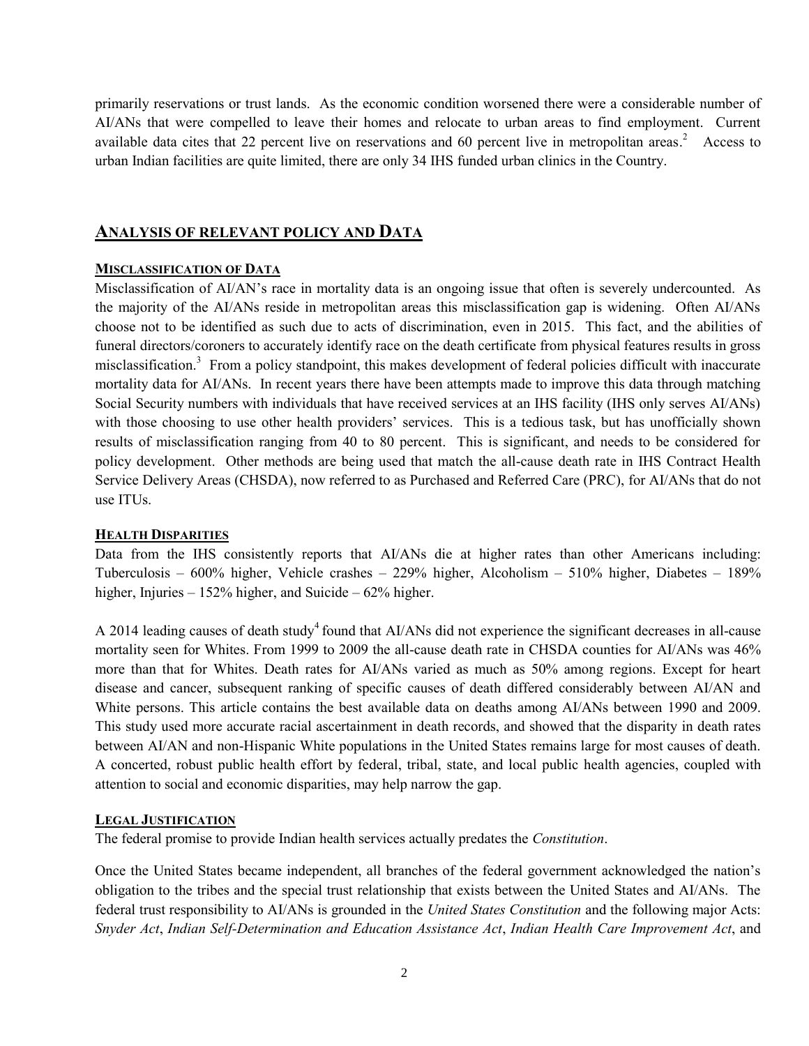primarily reservations or trust lands. As the economic condition worsened there were a considerable number of AI/ANs that were compelled to leave their homes and relocate to urban areas to find employment. Current available data cites that 22 percent live on reservations and 60 percent live in metropolitan areas.[2] Access to urban Indian facilities are quite limited, there are only 34 IHS funded urban clinics in the Country.

## Analysis of relevant policy and Data

### Misclassification of Data

Misclassification of AI/AN's race in mortality data is an ongoing issue that often is severely undercounted. As the majority of the AI/ANs reside in metropolitan areas this misclassification gap is widening. Often AI/ANs choose not to be identified as such due to acts of discrimination, even in 2015. This fact, and the abilities of funeral directors/coroners to accurately identify race on the death certificate from physical features results in gross misclassification.[3] From a policy standpoint, this makes development of federal policies difficult with inaccurate mortality data for AI/ANs. In recent years there have been attempts made to improve this data through matching Social Security numbers with individuals that have received services at an IHS facility (IHS only serves AI/ANs) with those choosing to use other health providers' services. This is a tedious task, but has unofficially shown results of misclassification ranging from 40 to 80 percent. This is significant, and needs to be considered for policy development. Other methods are being used that match the all-cause death rate in IHS Contract Health Service Delivery Areas (CHSDA), now referred to as Purchased and Referred Care (PRC), for AI/ANs that do not use ITUs.

### Health Disparities

Data from the IHS consistently reports that AI/ANs die at higher rates than other Americans including: Tuberculosis – 600% higher, Vehicle crashes – 229% higher, Alcoholism – 510% higher, Diabetes – 189% higher, Injuries – 152% higher, and Suicide – 62% higher.

A 2014 leading causes of death study[4] found that AI/ANs did not experience the significant decreases in all-cause mortality seen for Whites. From 1999 to 2009 the all-cause death rate in CHSDA counties for AI/ANs was 46% more than that for Whites. Death rates for AI/ANs varied as much as 50% among regions. Except for heart disease and cancer, subsequent ranking of specific causes of death differed considerably between AI/AN and White persons. This article contains the best available data on deaths among AI/ANs between 1990 and 2009. This study used more accurate racial ascertainment in death records, and showed that the disparity in death rates between AI/AN and non-Hispanic White populations in the United States remains large for most causes of death. A concerted, robust public health effort by federal, tribal, state, and local public health agencies, coupled with attention to social and economic disparities, may help narrow the gap.

### Legal Justification

The federal promise to provide Indian health services actually predates the *Constitution*.

Once the United States became independent, all branches of the federal government acknowledged the nation's obligation to the tribes and the special trust relationship that exists between the United States and AI/ANs. The federal trust responsibility to AI/ANs is grounded in the *United States Constitution* and the following major Acts: *Snyder Act*, *Indian Self-Determination and Education Assistance Act*, *Indian Health Care Improvement Act*, and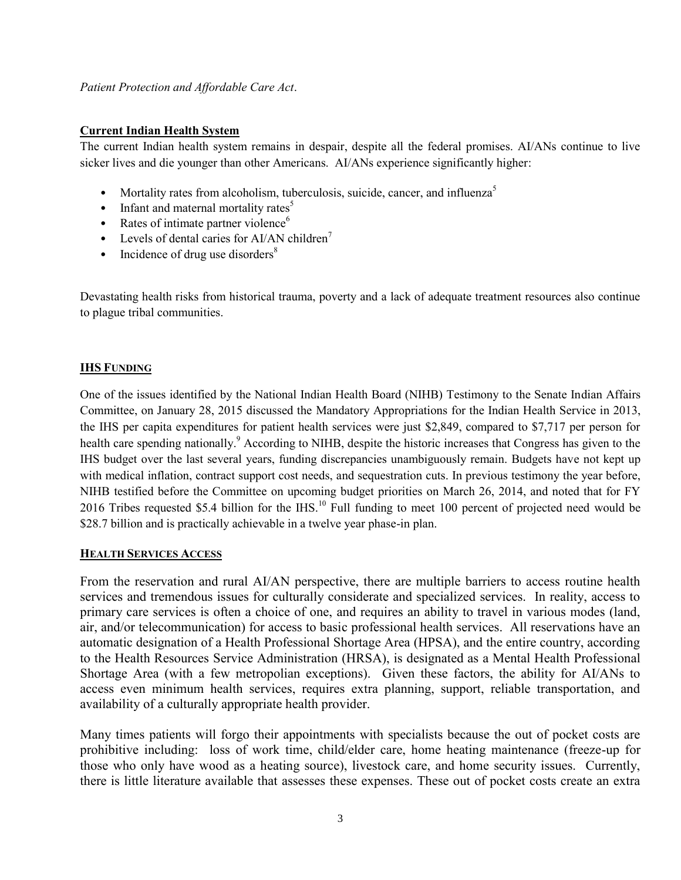*Patient Protection and Affordable Care Act*.

## Current Indian Health System

The current Indian health system remains in despair, despite all the federal promises. AI/ANs continue to live sicker lives and die younger than other Americans. AI/ANs experience significantly higher:

- Mortality rates from alcoholism, tuberculosis, suicide, cancer, and influenza[5]
- Infant and maternal mortality rates[5]
- Rates of intimate partner violence[6]
- Levels of dental caries for AI/AN children[7]
- Incidence of drug use disorders[8]

Devastating health risks from historical trauma, poverty and a lack of adequate treatment resources also continue to plague tribal communities.

## IHS Funding

One of the issues identified by the National Indian Health Board (NIHB) Testimony to the Senate Indian Affairs Committee, on January 28, 2015 discussed the Mandatory Appropriations for the Indian Health Service in 2013, the IHS per capita expenditures for patient health services were just $2,849, compared to $7,717 per person for health care spending nationally.[9] According to NIHB, despite the historic increases that Congress has given to the IHS budget over the last several years, funding discrepancies unambiguously remain. Budgets have not kept up with medical inflation, contract support cost needs, and sequestration cuts. In previous testimony the year before, NIHB testified before the Committee on upcoming budget priorities on March 26, 2014, and noted that for FY 2016 Tribes requested $5.4 billion for the IHS.[10] Full funding to meet 100 percent of projected need would be $28.7 billion and is practically achievable in a twelve year phase-in plan.

## Health Services Access

From the reservation and rural AI/AN perspective, there are multiple barriers to access routine health services and tremendous issues for culturally considerate and specialized services. In reality, access to primary care services is often a choice of one, and requires an ability to travel in various modes (land, air, and/or telecommunication) for access to basic professional health services. All reservations have an automatic designation of a Health Professional Shortage Area (HPSA), and the entire country, according to the Health Resources Service Administration (HRSA), is designated as a Mental Health Professional Shortage Area (with a few metropolitan exceptions). Given these factors, the ability for AI/ANs to access even minimum health services, requires extra planning, support, reliable transportation, and availability of a culturally appropriate health provider.

Many times patients will forgo their appointments with specialists because the out of pocket costs are prohibitive including: loss of work time, child/elder care, home heating maintenance (freeze-up for those who only have wood as a heating source), livestock care, and home security issues. Currently, there is little literature available that assesses these expenses. These out of pocket costs create an extra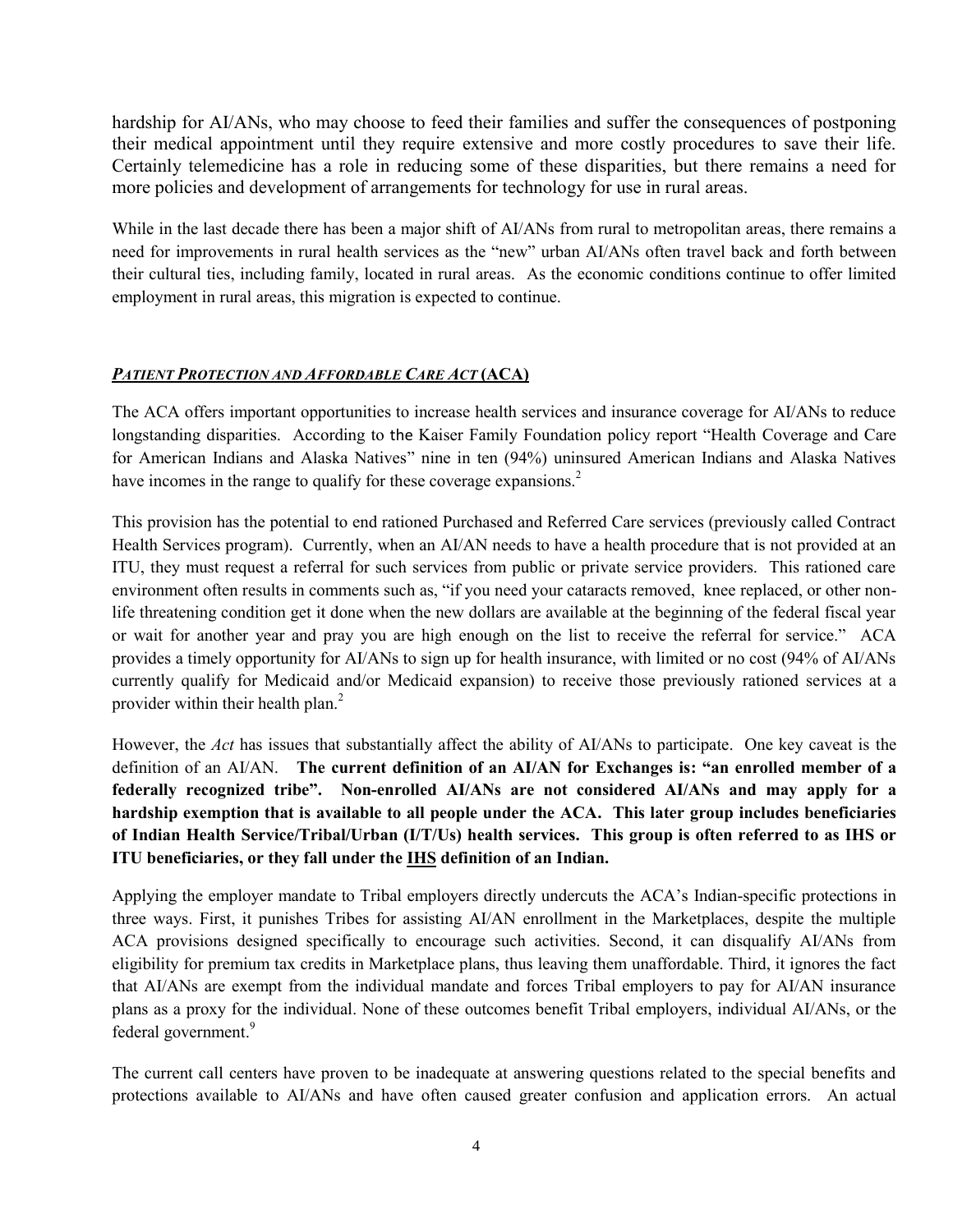hardship for AI/ANs, who may choose to feed their families and suffer the consequences of postponing their medical appointment until they require extensive and more costly procedures to save their life. Certainly telemedicine has a role in reducing some of these disparities, but there remains a need for more policies and development of arrangements for technology for use in rural areas.

While in the last decade there has been a major shift of AI/ANs from rural to metropolitan areas, there remains a need for improvements in rural health services as the "new" urban AI/ANs often travel back and forth between their cultural ties, including family, located in rural areas. As the economic conditions continue to offer limited employment in rural areas, this migration is expected to continue.

## ***Patient Protection and Affordable Care Act* (ACA)**

The ACA offers important opportunities to increase health services and insurance coverage for AI/ANs to reduce longstanding disparities. According to the Kaiser Family Foundation policy report "Health Coverage and Care for American Indians and Alaska Natives" nine in ten (94%) uninsured American Indians and Alaska Natives have incomes in the range to qualify for these coverage expansions.[2]

This provision has the potential to end rationed Purchased and Referred Care services (previously called Contract Health Services program). Currently, when an AI/AN needs to have a health procedure that is not provided at an ITU, they must request a referral for such services from public or private service providers. This rationed care environment often results in comments such as, "if you need your cataracts removed, knee replaced, or other non-life threatening condition get it done when the new dollars are available at the beginning of the federal fiscal year or wait for another year and pray you are high enough on the list to receive the referral for service." ACA provides a timely opportunity for AI/ANs to sign up for health insurance, with limited or no cost (94% of AI/ANs currently qualify for Medicaid and/or Medicaid expansion) to receive those previously rationed services at a provider within their health plan.[2]

However, the *Act* has issues that substantially affect the ability of AI/ANs to participate. One key caveat is the definition of an AI/AN. **The current definition of an AI/AN for Exchanges is: "an enrolled member of a federally recognized tribe". Non-enrolled AI/ANs are not considered AI/ANs and may apply for a hardship exemption that is available to all people under the ACA. This later group includes beneficiaries of Indian Health Service/Tribal/Urban (I/T/Us) health services. This group is often referred to as IHS or ITU beneficiaries, or they fall under the <u>IHS</u> definition of an Indian.**

Applying the employer mandate to Tribal employers directly undercuts the ACA's Indian-specific protections in three ways. First, it punishes Tribes for assisting AI/AN enrollment in the Marketplaces, despite the multiple ACA provisions designed specifically to encourage such activities. Second, it can disqualify AI/ANs from eligibility for premium tax credits in Marketplace plans, thus leaving them unaffordable. Third, it ignores the fact that AI/ANs are exempt from the individual mandate and forces Tribal employers to pay for AI/AN insurance plans as a proxy for the individual. None of these outcomes benefit Tribal employers, individual AI/ANs, or the federal government.[9]

The current call centers have proven to be inadequate at answering questions related to the special benefits and protections available to AI/ANs and have often caused greater confusion and application errors. An actual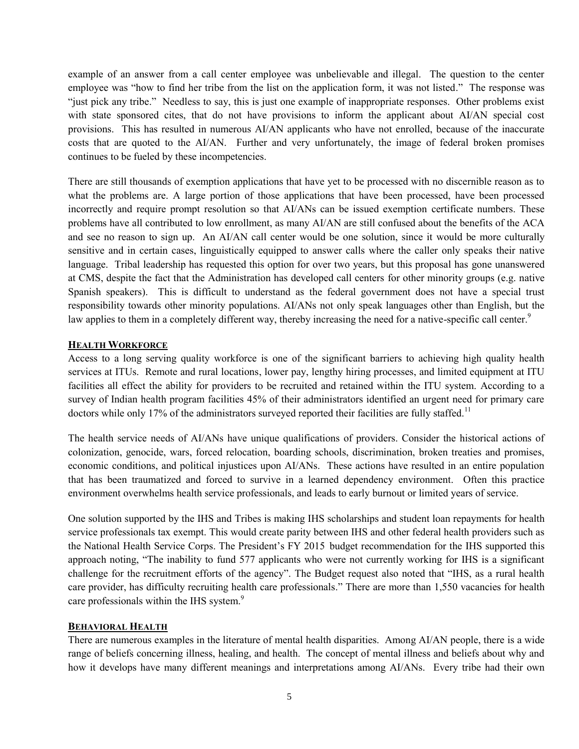example of an answer from a call center employee was unbelievable and illegal. The question to the center employee was "how to find her tribe from the list on the application form, it was not listed." The response was "just pick any tribe." Needless to say, this is just one example of inappropriate responses. Other problems exist with state sponsored cites, that do not have provisions to inform the applicant about AI/AN special cost provisions. This has resulted in numerous AI/AN applicants who have not enrolled, because of the inaccurate costs that are quoted to the AI/AN. Further and very unfortunately, the image of federal broken promises continues to be fueled by these incompetencies.

There are still thousands of exemption applications that have yet to be processed with no discernible reason as to what the problems are. A large portion of those applications that have been processed, have been processed incorrectly and require prompt resolution so that AI/ANs can be issued exemption certificate numbers. These problems have all contributed to low enrollment, as many AI/AN are still confused about the benefits of the ACA and see no reason to sign up. An AI/AN call center would be one solution, since it would be more culturally sensitive and in certain cases, linguistically equipped to answer calls where the caller only speaks their native language. Tribal leadership has requested this option for over two years, but this proposal has gone unanswered at CMS, despite the fact that the Administration has developed call centers for other minority groups (e.g. native Spanish speakers). This is difficult to understand as the federal government does not have a special trust responsibility towards other minority populations. AI/ANs not only speak languages other than English, but the law applies to them in a completely different way, thereby increasing the need for a native-specific call center.[9]

## HEALTH WORKFORCE

Access to a long serving quality workforce is one of the significant barriers to achieving high quality health services at ITUs. Remote and rural locations, lower pay, lengthy hiring processes, and limited equipment at ITU facilities all effect the ability for providers to be recruited and retained within the ITU system. According to a survey of Indian health program facilities 45% of their administrators identified an urgent need for primary care doctors while only 17% of the administrators surveyed reported their facilities are fully staffed.[11]

The health service needs of AI/ANs have unique qualifications of providers. Consider the historical actions of colonization, genocide, wars, forced relocation, boarding schools, discrimination, broken treaties and promises, economic conditions, and political injustices upon AI/ANs. These actions have resulted in an entire population that has been traumatized and forced to survive in a learned dependency environment. Often this practice environment overwhelms health service professionals, and leads to early burnout or limited years of service.

One solution supported by the IHS and Tribes is making IHS scholarships and student loan repayments for health service professionals tax exempt. This would create parity between IHS and other federal health providers such as the National Health Service Corps. The President's FY 2015 budget recommendation for the IHS supported this approach noting, "The inability to fund 577 applicants who were not currently working for IHS is a significant challenge for the recruitment efforts of the agency". The Budget request also noted that "IHS, as a rural health care provider, has difficulty recruiting health care professionals." There are more than 1,550 vacancies for health care professionals within the IHS system.[9]

## BEHAVIORAL HEALTH

There are numerous examples in the literature of mental health disparities. Among AI/AN people, there is a wide range of beliefs concerning illness, healing, and health. The concept of mental illness and beliefs about why and how it develops have many different meanings and interpretations among AI/ANs. Every tribe had their own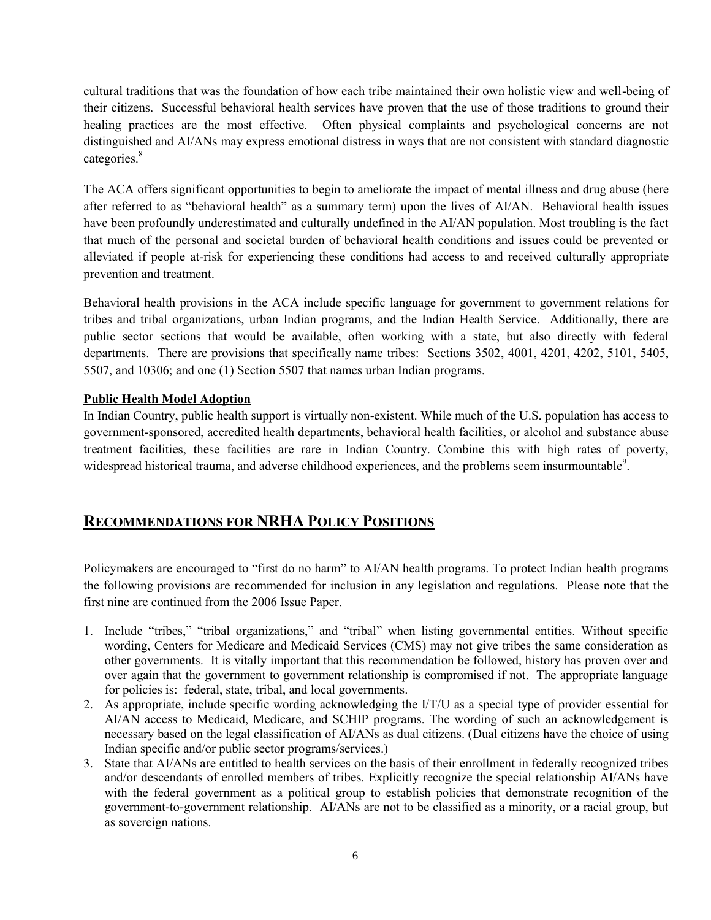cultural traditions that was the foundation of how each tribe maintained their own holistic view and well-being of their citizens. Successful behavioral health services have proven that the use of those traditions to ground their healing practices are the most effective. Often physical complaints and psychological concerns are not distinguished and AI/ANs may express emotional distress in ways that are not consistent with standard diagnostic categories.[8]

The ACA offers significant opportunities to begin to ameliorate the impact of mental illness and drug abuse (here after referred to as "behavioral health" as a summary term) upon the lives of AI/AN. Behavioral health issues have been profoundly underestimated and culturally undefined in the AI/AN population. Most troubling is the fact that much of the personal and societal burden of behavioral health conditions and issues could be prevented or alleviated if people at-risk for experiencing these conditions had access to and received culturally appropriate prevention and treatment.

Behavioral health provisions in the ACA include specific language for government to government relations for tribes and tribal organizations, urban Indian programs, and the Indian Health Service. Additionally, there are public sector sections that would be available, often working with a state, but also directly with federal departments. There are provisions that specifically name tribes: Sections 3502, 4001, 4201, 4202, 5101, 5405, 5507, and 10306; and one (1) Section 5507 that names urban Indian programs.

**Public Health Model Adoption**

In Indian Country, public health support is virtually non-existent. While much of the U.S. population has access to government-sponsored, accredited health departments, behavioral health facilities, or alcohol and substance abuse treatment facilities, these facilities are rare in Indian Country. Combine this with high rates of poverty, widespread historical trauma, and adverse childhood experiences, and the problems seem insurmountable[9].

## Recommendations for NRHA Policy Positions

Policymakers are encouraged to "first do no harm" to AI/AN health programs. To protect Indian health programs the following provisions are recommended for inclusion in any legislation and regulations. Please note that the first nine are continued from the 2006 Issue Paper.

1. Include "tribes," "tribal organizations," and "tribal" when listing governmental entities. Without specific wording, Centers for Medicare and Medicaid Services (CMS) may not give tribes the same consideration as other governments. It is vitally important that this recommendation be followed, history has proven over and over again that the government to government relationship is compromised if not. The appropriate language for policies is: federal, state, tribal, and local governments.
2. As appropriate, include specific wording acknowledging the I/T/U as a special type of provider essential for AI/AN access to Medicaid, Medicare, and SCHIP programs. The wording of such an acknowledgement is necessary based on the legal classification of AI/ANs as dual citizens. (Dual citizens have the choice of using Indian specific and/or public sector programs/services.)
3. State that AI/ANs are entitled to health services on the basis of their enrollment in federally recognized tribes and/or descendants of enrolled members of tribes. Explicitly recognize the special relationship AI/ANs have with the federal government as a political group to establish policies that demonstrate recognition of the government-to-government relationship. AI/ANs are not to be classified as a minority, or a racial group, but as sovereign nations.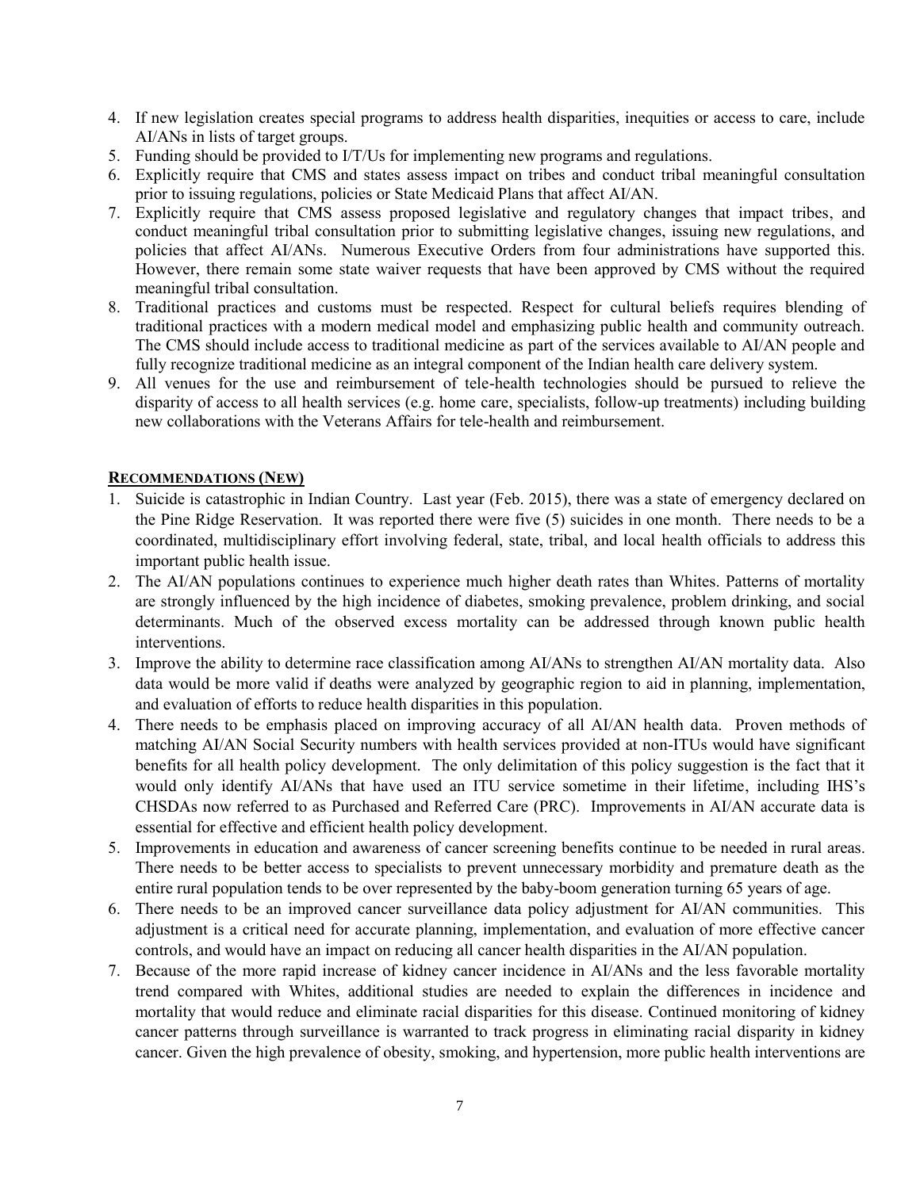4. If new legislation creates special programs to address health disparities, inequities or access to care, include AI/ANs in lists of target groups.
5. Funding should be provided to I/T/Us for implementing new programs and regulations.
6. Explicitly require that CMS and states assess impact on tribes and conduct tribal meaningful consultation prior to issuing regulations, policies or State Medicaid Plans that affect AI/AN.
7. Explicitly require that CMS assess proposed legislative and regulatory changes that impact tribes, and conduct meaningful tribal consultation prior to submitting legislative changes, issuing new regulations, and policies that affect AI/ANs. Numerous Executive Orders from four administrations have supported this. However, there remain some state waiver requests that have been approved by CMS without the required meaningful tribal consultation.
8. Traditional practices and customs must be respected. Respect for cultural beliefs requires blending of traditional practices with a modern medical model and emphasizing public health and community outreach. The CMS should include access to traditional medicine as part of the services available to AI/AN people and fully recognize traditional medicine as an integral component of the Indian health care delivery system.
9. All venues for the use and reimbursement of tele-health technologies should be pursued to relieve the disparity of access to all health services (e.g. home care, specialists, follow-up treatments) including building new collaborations with the Veterans Affairs for tele-health and reimbursement.

## RECOMMENDATIONS (NEW)

1. Suicide is catastrophic in Indian Country. Last year (Feb. 2015), there was a state of emergency declared on the Pine Ridge Reservation. It was reported there were five (5) suicides in one month. There needs to be a coordinated, multidisciplinary effort involving federal, state, tribal, and local health officials to address this important public health issue.
2. The AI/AN populations continues to experience much higher death rates than Whites. Patterns of mortality are strongly influenced by the high incidence of diabetes, smoking prevalence, problem drinking, and social determinants. Much of the observed excess mortality can be addressed through known public health interventions.
3. Improve the ability to determine race classification among AI/ANs to strengthen AI/AN mortality data. Also data would be more valid if deaths were analyzed by geographic region to aid in planning, implementation, and evaluation of efforts to reduce health disparities in this population.
4. There needs to be emphasis placed on improving accuracy of all AI/AN health data. Proven methods of matching AI/AN Social Security numbers with health services provided at non-ITUs would have significant benefits for all health policy development. The only delimitation of this policy suggestion is the fact that it would only identify AI/ANs that have used an ITU service sometime in their lifetime, including IHS's CHSDAs now referred to as Purchased and Referred Care (PRC). Improvements in AI/AN accurate data is essential for effective and efficient health policy development.
5. Improvements in education and awareness of cancer screening benefits continue to be needed in rural areas. There needs to be better access to specialists to prevent unnecessary morbidity and premature death as the entire rural population tends to be over represented by the baby-boom generation turning 65 years of age.
6. There needs to be an improved cancer surveillance data policy adjustment for AI/AN communities. This adjustment is a critical need for accurate planning, implementation, and evaluation of more effective cancer controls, and would have an impact on reducing all cancer health disparities in the AI/AN population.
7. Because of the more rapid increase of kidney cancer incidence in AI/ANs and the less favorable mortality trend compared with Whites, additional studies are needed to explain the differences in incidence and mortality that would reduce and eliminate racial disparities for this disease. Continued monitoring of kidney cancer patterns through surveillance is warranted to track progress in eliminating racial disparity in kidney cancer. Given the high prevalence of obesity, smoking, and hypertension, more public health interventions are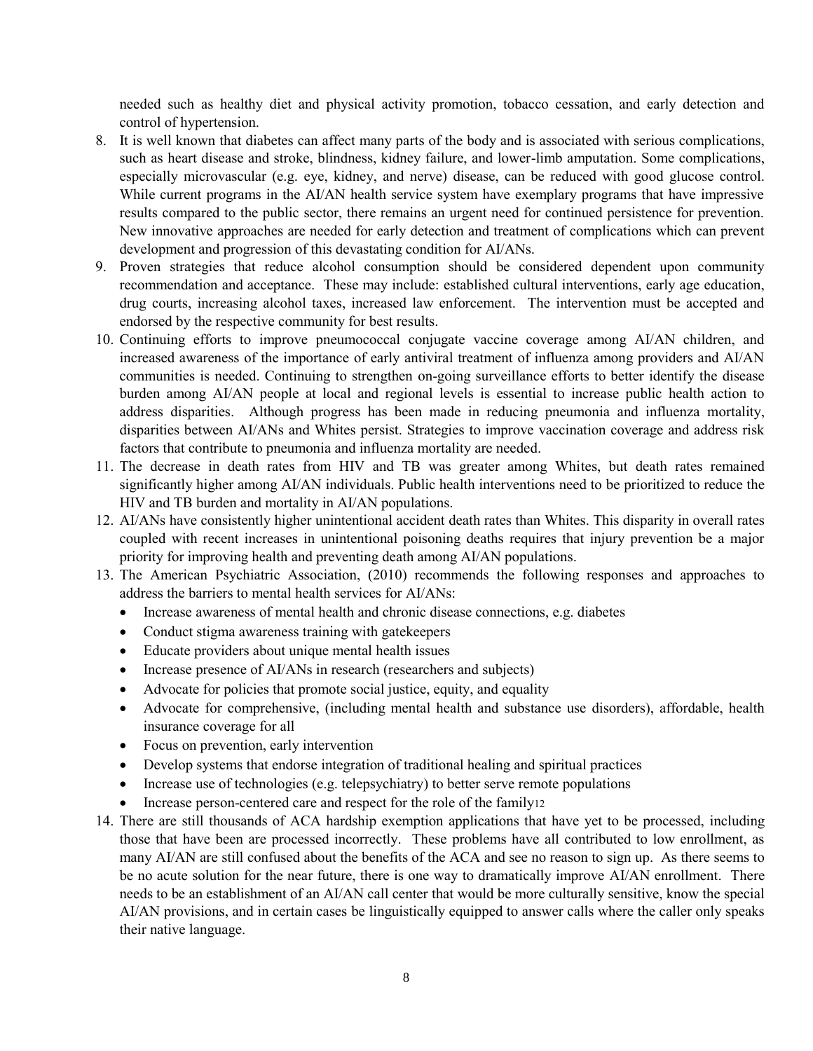needed such as healthy diet and physical activity promotion, tobacco cessation, and early detection and control of hypertension.

8. It is well known that diabetes can affect many parts of the body and is associated with serious complications, such as heart disease and stroke, blindness, kidney failure, and lower-limb amputation. Some complications, especially microvascular (e.g. eye, kidney, and nerve) disease, can be reduced with good glucose control. While current programs in the AI/AN health service system have exemplary programs that have impressive results compared to the public sector, there remains an urgent need for continued persistence for prevention. New innovative approaches are needed for early detection and treatment of complications which can prevent development and progression of this devastating condition for AI/ANs.
9. Proven strategies that reduce alcohol consumption should be considered dependent upon community recommendation and acceptance. These may include: established cultural interventions, early age education, drug courts, increasing alcohol taxes, increased law enforcement. The intervention must be accepted and endorsed by the respective community for best results.
10. Continuing efforts to improve pneumococcal conjugate vaccine coverage among AI/AN children, and increased awareness of the importance of early antiviral treatment of influenza among providers and AI/AN communities is needed. Continuing to strengthen on-going surveillance efforts to better identify the disease burden among AI/AN people at local and regional levels is essential to increase public health action to address disparities. Although progress has been made in reducing pneumonia and influenza mortality, disparities between AI/ANs and Whites persist. Strategies to improve vaccination coverage and address risk factors that contribute to pneumonia and influenza mortality are needed.
11. The decrease in death rates from HIV and TB was greater among Whites, but death rates remained significantly higher among AI/AN individuals. Public health interventions need to be prioritized to reduce the HIV and TB burden and mortality in AI/AN populations.
12. AI/ANs have consistently higher unintentional accident death rates than Whites. This disparity in overall rates coupled with recent increases in unintentional poisoning deaths requires that injury prevention be a major priority for improving health and preventing death among AI/AN populations.
13. The American Psychiatric Association, (2010) recommends the following responses and approaches to address the barriers to mental health services for AI/ANs:
    - Increase awareness of mental health and chronic disease connections, e.g. diabetes
    - Conduct stigma awareness training with gatekeepers
    - Educate providers about unique mental health issues
    - Increase presence of AI/ANs in research (researchers and subjects)
    - Advocate for policies that promote social justice, equity, and equality
    - Advocate for comprehensive, (including mental health and substance use disorders), affordable, health insurance coverage for all
    - Focus on prevention, early intervention
    - Develop systems that endorse integration of traditional healing and spiritual practices
    - Increase use of technologies (e.g. telepsychiatry) to better serve remote populations
    - Increase person-centered care and respect for the role of the family[12]
14. There are still thousands of ACA hardship exemption applications that have yet to be processed, including those that have been are processed incorrectly. These problems have all contributed to low enrollment, as many AI/AN are still confused about the benefits of the ACA and see no reason to sign up. As there seems to be no acute solution for the near future, there is one way to dramatically improve AI/AN enrollment. There needs to be an establishment of an AI/AN call center that would be more culturally sensitive, know the special AI/AN provisions, and in certain cases be linguistically equipped to answer calls where the caller only speaks their native language.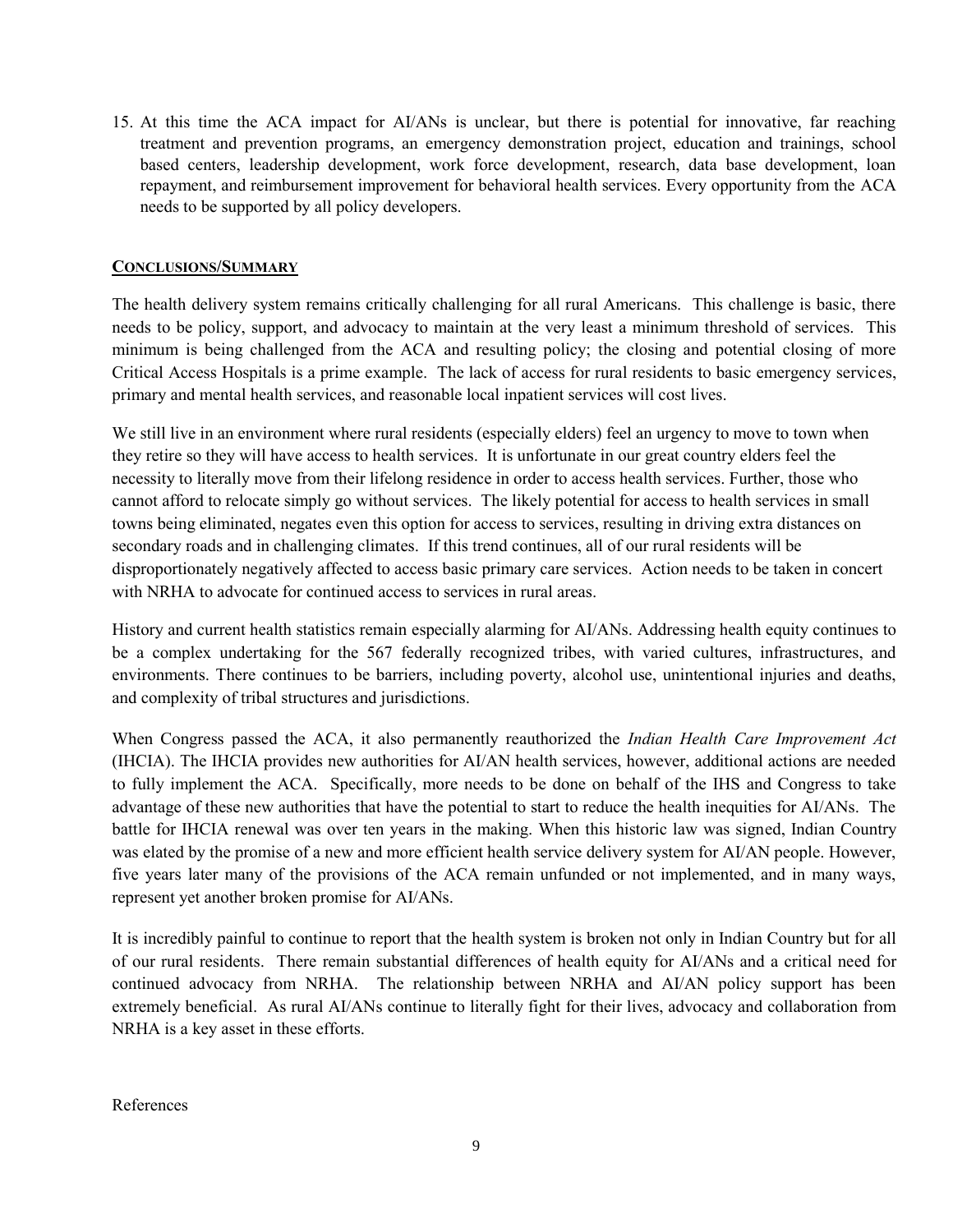15. At this time the ACA impact for AI/ANs is unclear, but there is potential for innovative, far reaching treatment and prevention programs, an emergency demonstration project, education and trainings, school based centers, leadership development, work force development, research, data base development, loan repayment, and reimbursement improvement for behavioral health services. Every opportunity from the ACA needs to be supported by all policy developers.

## CONCLUSIONS/SUMMARY

The health delivery system remains critically challenging for all rural Americans. This challenge is basic, there needs to be policy, support, and advocacy to maintain at the very least a minimum threshold of services. This minimum is being challenged from the ACA and resulting policy; the closing and potential closing of more Critical Access Hospitals is a prime example. The lack of access for rural residents to basic emergency services, primary and mental health services, and reasonable local inpatient services will cost lives.

We still live in an environment where rural residents (especially elders) feel an urgency to move to town when they retire so they will have access to health services. It is unfortunate in our great country elders feel the necessity to literally move from their lifelong residence in order to access health services. Further, those who cannot afford to relocate simply go without services. The likely potential for access to health services in small towns being eliminated, negates even this option for access to services, resulting in driving extra distances on secondary roads and in challenging climates. If this trend continues, all of our rural residents will be disproportionately negatively affected to access basic primary care services. Action needs to be taken in concert with NRHA to advocate for continued access to services in rural areas.

History and current health statistics remain especially alarming for AI/ANs. Addressing health equity continues to be a complex undertaking for the 567 federally recognized tribes, with varied cultures, infrastructures, and environments. There continues to be barriers, including poverty, alcohol use, unintentional injuries and deaths, and complexity of tribal structures and jurisdictions.

When Congress passed the ACA, it also permanently reauthorized the *Indian Health Care Improvement Act* (IHCIA). The IHCIA provides new authorities for AI/AN health services, however, additional actions are needed to fully implement the ACA. Specifically, more needs to be done on behalf of the IHS and Congress to take advantage of these new authorities that have the potential to start to reduce the health inequities for AI/ANs. The battle for IHCIA renewal was over ten years in the making. When this historic law was signed, Indian Country was elated by the promise of a new and more efficient health service delivery system for AI/AN people. However, five years later many of the provisions of the ACA remain unfunded or not implemented, and in many ways, represent yet another broken promise for AI/ANs.

It is incredibly painful to continue to report that the health system is broken not only in Indian Country but for all of our rural residents. There remain substantial differences of health equity for AI/ANs and a critical need for continued advocacy from NRHA. The relationship between NRHA and AI/AN policy support has been extremely beneficial. As rural AI/ANs continue to literally fight for their lives, advocacy and collaboration from NRHA is a key asset in these efforts.

References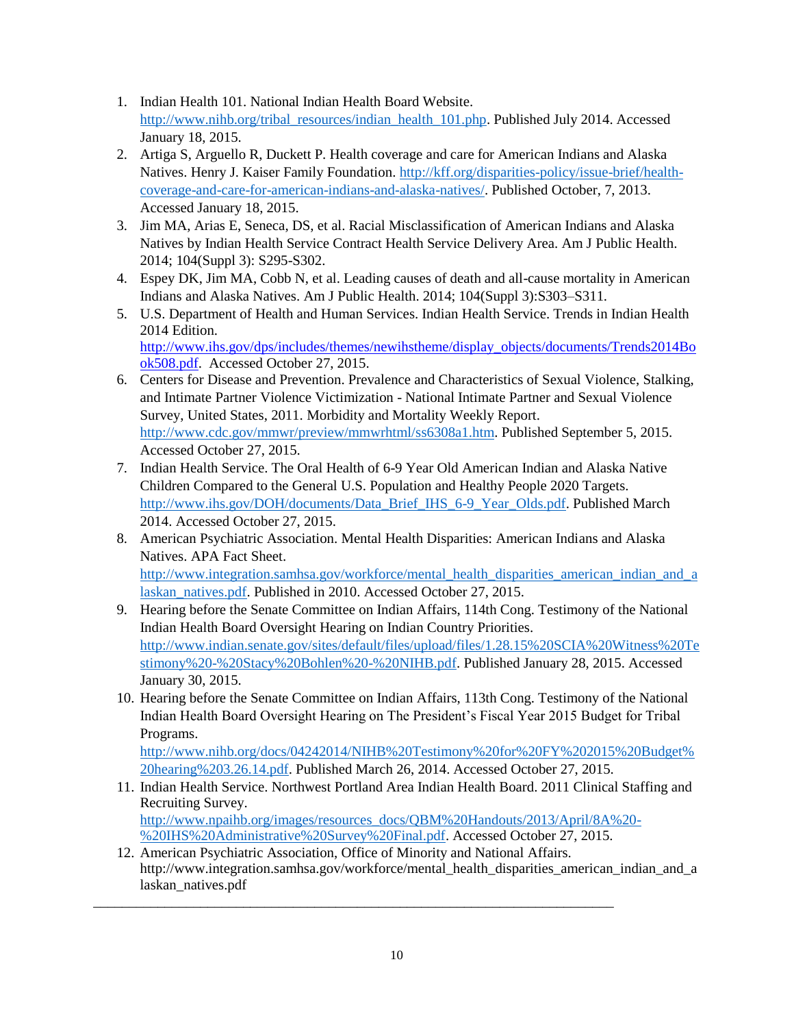1. Indian Health 101. National Indian Health Board Website. http://www.nihb.org/tribal_resources/indian_health_101.php. Published July 2014. Accessed January 18, 2015.
2. Artiga S, Arguello R, Duckett P. Health coverage and care for American Indians and Alaska Natives. Henry J. Kaiser Family Foundation. http://kff.org/disparities-policy/issue-brief/health-coverage-and-care-for-american-indians-and-alaska-natives/. Published October, 7, 2013. Accessed January 18, 2015.
3. Jim MA, Arias E, Seneca, DS, et al. Racial Misclassification of American Indians and Alaska Natives by Indian Health Service Contract Health Service Delivery Area. Am J Public Health. 2014; 104(Suppl 3): S295-S302.
4. Espey DK, Jim MA, Cobb N, et al. Leading causes of death and all-cause mortality in American Indians and Alaska Natives. Am J Public Health. 2014; 104(Suppl 3):S303–S311.
5. U.S. Department of Health and Human Services. Indian Health Service. Trends in Indian Health 2014 Edition. http://www.ihs.gov/dps/includes/themes/newihstheme/display_objects/documents/Trends2014Book508.pdf. Accessed October 27, 2015.
6. Centers for Disease and Prevention. Prevalence and Characteristics of Sexual Violence, Stalking, and Intimate Partner Violence Victimization - National Intimate Partner and Sexual Violence Survey, United States, 2011. Morbidity and Mortality Weekly Report. http://www.cdc.gov/mmwr/preview/mmwrhtml/ss6308a1.htm. Published September 5, 2015. Accessed October 27, 2015.
7. Indian Health Service. The Oral Health of 6-9 Year Old American Indian and Alaska Native Children Compared to the General U.S. Population and Healthy People 2020 Targets. http://www.ihs.gov/DOH/documents/Data_Brief_IHS_6-9_Year_Olds.pdf. Published March 2014. Accessed October 27, 2015.
8. American Psychiatric Association. Mental Health Disparities: American Indians and Alaska Natives. APA Fact Sheet. http://www.integration.samhsa.gov/workforce/mental_health_disparities_american_indian_and_alaskan_natives.pdf. Published in 2010. Accessed October 27, 2015.
9. Hearing before the Senate Committee on Indian Affairs, 114th Cong. Testimony of the National Indian Health Board Oversight Hearing on Indian Country Priorities. http://www.indian.senate.gov/sites/default/files/upload/files/1.28.15%20SCIA%20Witness%20Testimony%20-%20Stacy%20Bohlen%20-%20NIHB.pdf. Published January 28, 2015. Accessed January 30, 2015.
10. Hearing before the Senate Committee on Indian Affairs, 113th Cong. Testimony of the National Indian Health Board Oversight Hearing on The President's Fiscal Year 2015 Budget for Tribal Programs. http://www.nihb.org/docs/04242014/NIHB%20Testimony%20for%20FY%202015%20Budget%20hearing%203.26.14.pdf. Published March 26, 2014. Accessed October 27, 2015.
11. Indian Health Service. Northwest Portland Area Indian Health Board. 2011 Clinical Staffing and Recruiting Survey. http://www.npaihb.org/images/resources_docs/QBM%20Handouts/2013/April/8A%20-%20IHS%20Administrative%20Survey%20Final.pdf. Accessed October 27, 2015.
12. American Psychiatric Association, Office of Minority and National Affairs. http://www.integration.samhsa.gov/workforce/mental_health_disparities_american_indian_and_alaskan_natives.pdf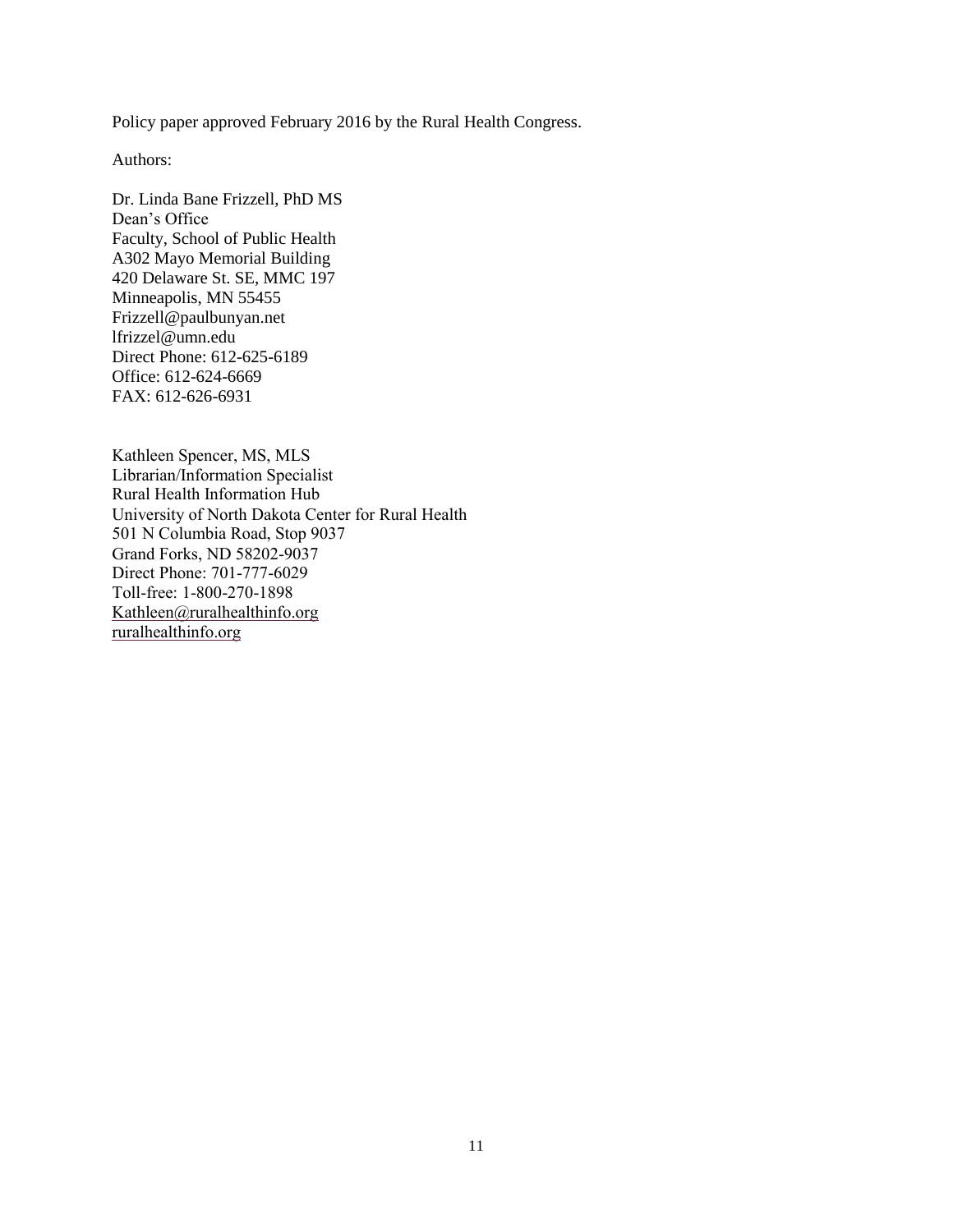Policy paper approved February 2016 by the Rural Health Congress.

Authors:

Dr. Linda Bane Frizzell, PhD MS
Dean's Office
Faculty, School of Public Health
A302 Mayo Memorial Building
420 Delaware St. SE, MMC 197
Minneapolis, MN 55455
Frizzell@paulbunyan.net
lfrizzel@umn.edu
Direct Phone: 612-625-6189
Office: 612-624-6669
FAX: 612-626-6931

Kathleen Spencer, MS, MLS
Librarian/Information Specialist
Rural Health Information Hub
University of North Dakota Center for Rural Health
501 N Columbia Road, Stop 9037
Grand Forks, ND 58202-9037
Direct Phone: 701-777-6029
Toll-free: 1-800-270-1898
Kathleen@ruralhealthinfo.org
ruralhealthinfo.org